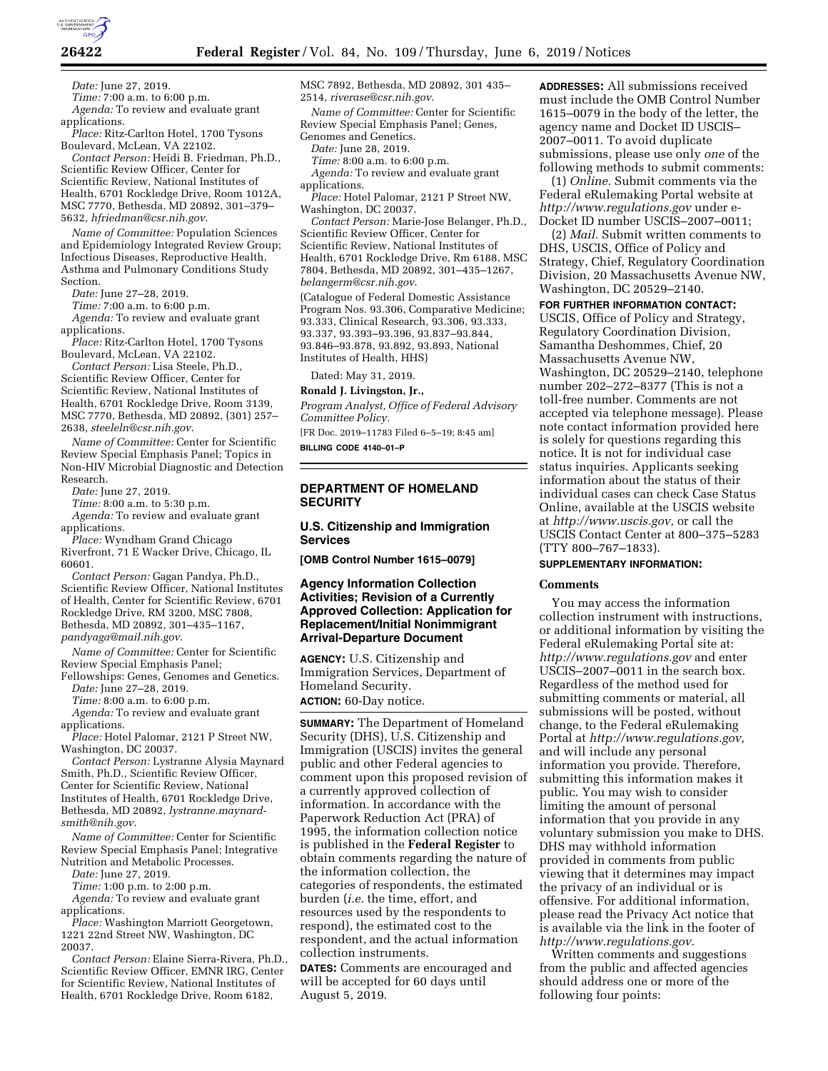*Date:* June 27, 2019.

*Time:* 7:00 a.m. to 6:00 p.m.

*Agenda:* To review and evaluate grant applications.

*Place:* Ritz-Carlton Hotel, 1700 Tysons Boulevard, McLean, VA 22102.

*Contact Person:* Heidi B. Friedman, Ph.D., Scientific Review Officer, Center for Scientific Review, National Institutes of Health, 6701 Rockledge Drive, Room 1012A, MSC 7770, Bethesda, MD 20892, 301–379–5632, *hfriedman@csr.nih.gov*.

*Name of Committee:* Population Sciences and Epidemiology Integrated Review Group; Infectious Diseases, Reproductive Health, Asthma and Pulmonary Conditions Study Section.

*Date:* June 27–28, 2019.

*Time:* 7:00 a.m. to 6:00 p.m.

*Agenda:* To review and evaluate grant applications.

*Place:* Ritz-Carlton Hotel, 1700 Tysons Boulevard, McLean, VA 22102.

*Contact Person:* Lisa Steele, Ph.D., Scientific Review Officer, Center for Scientific Review, National Institutes of Health, 6701 Rockledge Drive, Room 3139, MSC 7770, Bethesda, MD 20892, (301) 257–2638, *steeleln@csr.nih.gov*.

*Name of Committee:* Center for Scientific Review Special Emphasis Panel; Topics in Non-HIV Microbial Diagnostic and Detection Research.

*Date:* June 27, 2019.

*Time:* 8:00 a.m. to 5:30 p.m.

*Agenda:* To review and evaluate grant applications.

*Place:* Wyndham Grand Chicago Riverfront, 71 E Wacker Drive, Chicago, IL 60601.

*Contact Person:* Gagan Pandya, Ph.D., Scientific Review Officer, National Institutes of Health, Center for Scientific Review, 6701 Rockledge Drive, RM 3200, MSC 7808, Bethesda, MD 20892, 301–435–1167, *pandyaga@mail.nih.gov*.

*Name of Committee:* Center for Scientific Review Special Emphasis Panel; Fellowships: Genes, Genomes and Genetics.

*Date:* June 27–28, 2019.

*Time:* 8:00 a.m. to 6:00 p.m.

*Agenda:* To review and evaluate grant applications.

*Place:* Hotel Palomar, 2121 P Street NW, Washington, DC 20037.

*Contact Person:* Lystranne Alysia Maynard Smith, Ph.D., Scientific Review Officer, Center for Scientific Review, National Institutes of Health, 6701 Rockledge Drive, Bethesda, MD 20892, *lystranne.maynard-smith@nih.gov*.

*Name of Committee:* Center for Scientific Review Special Emphasis Panel; Integrative Nutrition and Metabolic Processes.

*Date:* June 27, 2019.

*Time:* 1:00 p.m. to 2:00 p.m.

*Agenda:* To review and evaluate grant applications.

*Place:* Washington Marriott Georgetown, 1221 22nd Street NW, Washington, DC 20037.

*Contact Person:* Elaine Sierra-Rivera, Ph.D., Scientific Review Officer, EMNR IRG, Center for Scientific Review, National Institutes of Health, 6701 Rockledge Drive, Room 6182, MSC 7892, Bethesda, MD 20892, 301 435–2514, *riverase@csr.nih.gov*.

*Name of Committee:* Center for Scientific Review Special Emphasis Panel; Genes, Genomes and Genetics.

*Date:* June 28, 2019.

*Time:* 8:00 a.m. to 6:00 p.m.

*Agenda:* To review and evaluate grant applications.

*Place:* Hotel Palomar, 2121 P Street NW, Washington, DC 20037.

*Contact Person:* Marie-Jose Belanger, Ph.D., Scientific Review Officer, Center for Scientific Review, National Institutes of Health, 6701 Rockledge Drive, Rm 6188, MSC 7804, Bethesda, MD 20892, 301–435–1267, *belangerm@csr.nih.gov*.

(Catalogue of Federal Domestic Assistance Program Nos. 93.306, Comparative Medicine; 93.333, Clinical Research, 93.306, 93.333, 93.337, 93.393–93.396, 93.837–93.844, 93.846–93.878, 93.892, 93.893, National Institutes of Health, HHS)

Dated: May 31, 2019.

**Ronald J. Livingston, Jr.,**

*Program Analyst, Office of Federal Advisory Committee Policy.*

[FR Doc. 2019–11783 Filed 6–5–19; 8:45 am]

**BILLING CODE 4140–01–P**

---

## DEPARTMENT OF HOMELAND SECURITY

### U.S. Citizenship and Immigration Services

**[OMB Control Number 1615–0079]**

### Agency Information Collection Activities; Revision of a Currently Approved Collection: Application for Replacement/Initial Nonimmigrant Arrival-Departure Document

**AGENCY:** U.S. Citizenship and Immigration Services, Department of Homeland Security.

**ACTION:** 60-Day notice.

**SUMMARY:** The Department of Homeland Security (DHS), U.S. Citizenship and Immigration (USCIS) invites the general public and other Federal agencies to comment upon this proposed revision of a currently approved collection of information. In accordance with the Paperwork Reduction Act (PRA) of 1995, the information collection notice is published in the **Federal Register** to obtain comments regarding the nature of the information collection, the categories of respondents, the estimated burden (*i.e.* the time, effort, and resources used by the respondents to respond), the estimated cost to the respondent, and the actual information collection instruments.

**DATES:** Comments are encouraged and will be accepted for 60 days until August 5, 2019.

**ADDRESSES:** All submissions received must include the OMB Control Number 1615–0079 in the body of the letter, the agency name and Docket ID USCIS–2007–0011. To avoid duplicate submissions, please use only *one* of the following methods to submit comments:

(1) *Online.* Submit comments via the Federal eRulemaking Portal website at *http://www.regulations.gov* under e-Docket ID number USCIS–2007–0011;

(2) *Mail.* Submit written comments to DHS, USCIS, Office of Policy and Strategy, Chief, Regulatory Coordination Division, 20 Massachusetts Avenue NW, Washington, DC 20529–2140.

**FOR FURTHER INFORMATION CONTACT:** USCIS, Office of Policy and Strategy, Regulatory Coordination Division, Samantha Deshommes, Chief, 20 Massachusetts Avenue NW, Washington, DC 20529–2140, telephone number 202–272–8377 (This is not a toll-free number. Comments are not accepted via telephone message). Please note contact information provided here is solely for questions regarding this notice. It is not for individual case status inquiries. Applicants seeking information about the status of their individual cases can check Case Status Online, available at the USCIS website at *http://www.uscis.gov,* or call the USCIS Contact Center at 800–375–5283 (TTY 800–767–1833).

**SUPPLEMENTARY INFORMATION:**

#### Comments

You may access the information collection instrument with instructions, or additional information by visiting the Federal eRulemaking Portal site at: *http://www.regulations.gov* and enter USCIS–2007–0011 in the search box. Regardless of the method used for submitting comments or material, all submissions will be posted, without change, to the Federal eRulemaking Portal at *http://www.regulations.gov,* and will include any personal information you provide. Therefore, submitting this information makes it public. You may wish to consider limiting the amount of personal information that you provide in any voluntary submission you make to DHS. DHS may withhold information provided in comments from public viewing that it determines may impact the privacy of an individual or is offensive. For additional information, please read the Privacy Act notice that is available via the link in the footer of *http://www.regulations.gov*.

Written comments and suggestions from the public and affected agencies should address one or more of the following four points: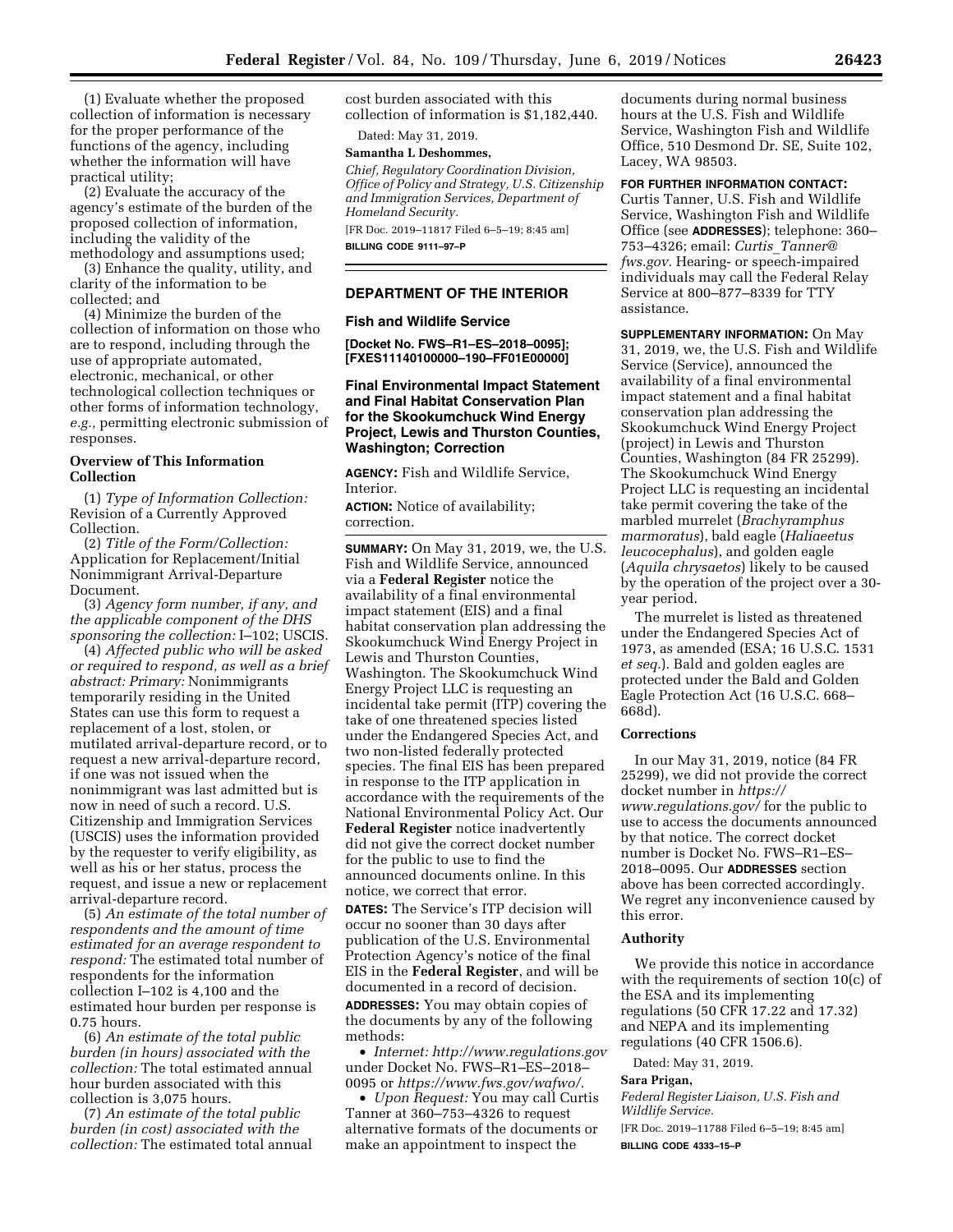(1) Evaluate whether the proposed collection of information is necessary for the proper performance of the functions of the agency, including whether the information will have practical utility;

(2) Evaluate the accuracy of the agency's estimate of the burden of the proposed collection of information, including the validity of the methodology and assumptions used;

(3) Enhance the quality, utility, and clarity of the information to be collected; and

(4) Minimize the burden of the collection of information on those who are to respond, including through the use of appropriate automated, electronic, mechanical, or other technological collection techniques or other forms of information technology, *e.g.,* permitting electronic submission of responses.

### Overview of This Information Collection

(1) *Type of Information Collection:* Revision of a Currently Approved Collection.

(2) *Title of the Form/Collection:* Application for Replacement/Initial Nonimmigrant Arrival-Departure Document.

(3) *Agency form number, if any, and the applicable component of the DHS sponsoring the collection:* I–102; USCIS.

(4) *Affected public who will be asked or required to respond, as well as a brief abstract: Primary:* Nonimmigrants temporarily residing in the United States can use this form to request a replacement of a lost, stolen, or mutilated arrival-departure record, or to request a new arrival-departure record, if one was not issued when the nonimmigrant was last admitted but is now in need of such a record. U.S. Citizenship and Immigration Services (USCIS) uses the information provided by the requester to verify eligibility, as well as his or her status, process the request, and issue a new or replacement arrival-departure record.

(5) *An estimate of the total number of respondents and the amount of time estimated for an average respondent to respond:* The estimated total number of respondents for the information collection I–102 is 4,100 and the estimated hour burden per response is 0.75 hours.

(6) *An estimate of the total public burden (in hours) associated with the collection:* The total estimated annual hour burden associated with this collection is 3,075 hours.

(7) *An estimate of the total public burden (in cost) associated with the collection:* The estimated total annual cost burden associated with this collection of information is $1,182,440.

Dated: May 31, 2019.

**Samantha L Deshommes,**

*Chief, Regulatory Coordination Division, Office of Policy and Strategy, U.S. Citizenship and Immigration Services, Department of Homeland Security.*

[FR Doc. 2019–11817 Filed 6–5–19; 8:45 am]

**BILLING CODE 9111–97–P**

---

## DEPARTMENT OF THE INTERIOR

### Fish and Wildlife Service

**[Docket No. FWS–R1–ES–2018–0095]; [FXES11140100000–190–FF01E00000]**

### Final Environmental Impact Statement and Final Habitat Conservation Plan for the Skookumchuck Wind Energy Project, Lewis and Thurston Counties, Washington; Correction

**AGENCY:** Fish and Wildlife Service, Interior.

**ACTION:** Notice of availability; correction.

**SUMMARY:** On May 31, 2019, we, the U.S. Fish and Wildlife Service, announced via a **Federal Register** notice the availability of a final environmental impact statement (EIS) and a final habitat conservation plan addressing the Skookumchuck Wind Energy Project in Lewis and Thurston Counties, Washington. The Skookumchuck Wind Energy Project LLC is requesting an incidental take permit (ITP) covering the take of one threatened species listed under the Endangered Species Act, and two non-listed federally protected species. The final EIS has been prepared in response to the ITP application in accordance with the requirements of the National Environmental Policy Act. Our **Federal Register** notice inadvertently did not give the correct docket number for the public to use to find the announced documents online. In this notice, we correct that error.

**DATES:** The Service's ITP decision will occur no sooner than 30 days after publication of the U.S. Environmental Protection Agency's notice of the final EIS in the **Federal Register**, and will be documented in a record of decision.

**ADDRESSES:** You may obtain copies of the documents by any of the following methods:

- *Internet: http://www.regulations.gov* under Docket No. FWS–R1–ES–2018–0095 or *https://www.fws.gov/wafwo/.*
- *Upon Request:* You may call Curtis Tanner at 360–753–4326 to request alternative formats of the documents or make an appointment to inspect the documents during normal business hours at the U.S. Fish and Wildlife Service, Washington Fish and Wildlife Office, 510 Desmond Dr. SE, Suite 102, Lacey, WA 98503.

**FOR FURTHER INFORMATION CONTACT:** Curtis Tanner, U.S. Fish and Wildlife Service, Washington Fish and Wildlife Office (see **ADDRESSES**); telephone: 360–753–4326; email: *Curtis_Tanner@fws.gov.* Hearing- or speech-impaired individuals may call the Federal Relay Service at 800–877–8339 for TTY assistance.

**SUPPLEMENTARY INFORMATION:** On May 31, 2019, we, the U.S. Fish and Wildlife Service (Service), announced the availability of a final environmental impact statement and a final habitat conservation plan addressing the Skookumchuck Wind Energy Project (project) in Lewis and Thurston Counties, Washington (84 FR 25299). The Skookumchuck Wind Energy Project LLC is requesting an incidental take permit covering the take of the marbled murrelet (*Brachyramphus marmoratus*), bald eagle (*Haliaeetus leucocephalus*), and golden eagle (*Aquila chrysaetos*) likely to be caused by the operation of the project over a 30-year period.

The murrelet is listed as threatened under the Endangered Species Act of 1973, as amended (ESA; 16 U.S.C. 1531 *et seq.*). Bald and golden eagles are protected under the Bald and Golden Eagle Protection Act (16 U.S.C. 668–668d).

### Corrections

In our May 31, 2019, notice (84 FR 25299), we did not provide the correct docket number in *https://www.regulations.gov/* for the public to use to access the documents announced by that notice. The correct docket number is Docket No. FWS–R1–ES–2018–0095. Our **ADDRESSES** section above has been corrected accordingly. We regret any inconvenience caused by this error.

### Authority

We provide this notice in accordance with the requirements of section 10(c) of the ESA and its implementing regulations (50 CFR 17.22 and 17.32) and NEPA and its implementing regulations (40 CFR 1506.6).

Dated: May 31, 2019.

**Sara Prigan,**

*Federal Register Liaison, U.S. Fish and Wildlife Service.*

[FR Doc. 2019–11788 Filed 6–5–19; 8:45 am]

**BILLING CODE 4333–15–P**